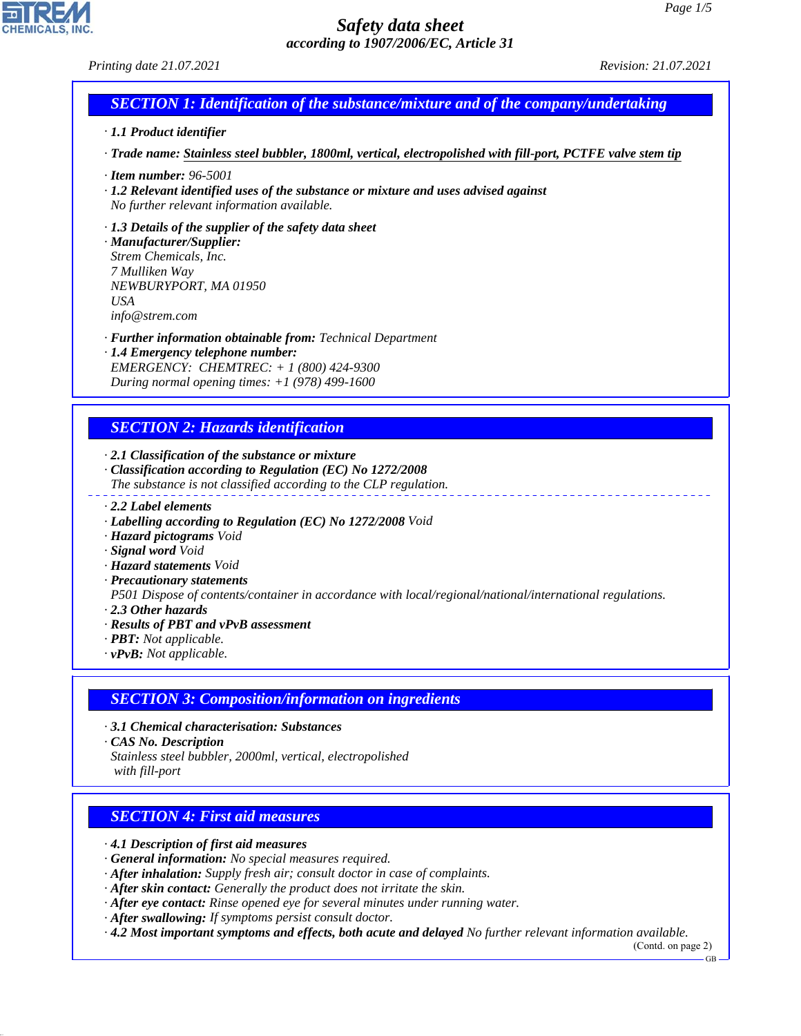# Safety data sheet

*according to 1907/2006/EC, Article 31*

*Printing date 21.07.2021* *Revision: 21.07.2021*

## SECTION 1: Identification of the substance/mixture and of the company/undertaking

· **1.1 Product identifier**

· **Trade name: Stainless steel bubbler, 1800ml, vertical, electropolished with fill-port, PCTFE valve stem tip**

· **Item number:** 96-5001

· **1.2 Relevant identified uses of the substance or mixture and uses advised against**
No further relevant information available.

· **1.3 Details of the supplier of the safety data sheet**

· **Manufacturer/Supplier:**
Strem Chemicals, Inc.
7 Mulliken Way
NEWBURYPORT, MA 01950
USA
info@strem.com

· **Further information obtainable from:** Technical Department

· **1.4 Emergency telephone number:**
EMERGENCY: CHEMTREC: + 1 (800) 424-9300
During normal opening times: +1 (978) 499-1600

## SECTION 2: Hazards identification

· **2.1 Classification of the substance or mixture**

· **Classification according to Regulation (EC) No 1272/2008**
The substance is not classified according to the CLP regulation.

· **2.2 Label elements**

· **Labelling according to Regulation (EC) No 1272/2008** Void

· **Hazard pictograms** Void

· **Signal word** Void

· **Hazard statements** Void

· **Precautionary statements**
P501 Dispose of contents/container in accordance with local/regional/national/international regulations.

· **2.3 Other hazards**

· **Results of PBT and vPvB assessment**

· **PBT:** Not applicable.

· **vPvB:** Not applicable.

## SECTION 3: Composition/information on ingredients

· **3.1 Chemical characterisation: Substances**

· **CAS No. Description**
Stainless steel bubbler, 2000ml, vertical, electropolished with fill-port

## SECTION 4: First aid measures

· **4.1 Description of first aid measures**

· **General information:** No special measures required.

· **After inhalation:** Supply fresh air; consult doctor in case of complaints.

· **After skin contact:** Generally the product does not irritate the skin.

· **After eye contact:** Rinse opened eye for several minutes under running water.

· **After swallowing:** If symptoms persist consult doctor.

· **4.2 Most important symptoms and effects, both acute and delayed** No further relevant information available.

(Contd. on page 2)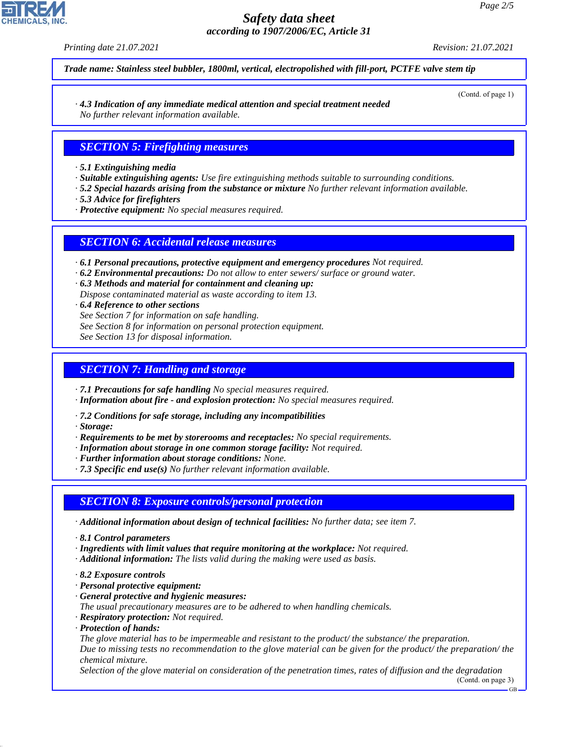**Trade name: Stainless steel bubbler, 1800ml, vertical, electropolished with fill-port, PCTFE valve stem tip**

(Contd. of page 1)

· **4.3 Indication of any immediate medical attention and special treatment needed**
No further relevant information available.

## SECTION 5: Firefighting measures

· **5.1 Extinguishing media**
· **Suitable extinguishing agents:** Use fire extinguishing methods suitable to surrounding conditions.
· **5.2 Special hazards arising from the substance or mixture** No further relevant information available.
· **5.3 Advice for firefighters**
· **Protective equipment:** No special measures required.

## SECTION 6: Accidental release measures

· **6.1 Personal precautions, protective equipment and emergency procedures** Not required.
· **6.2 Environmental precautions:** Do not allow to enter sewers/ surface or ground water.
· **6.3 Methods and material for containment and cleaning up:**
Dispose contaminated material as waste according to item 13.
· **6.4 Reference to other sections**
See Section 7 for information on safe handling.
See Section 8 for information on personal protection equipment.
See Section 13 for disposal information.

## SECTION 7: Handling and storage

· **7.1 Precautions for safe handling** No special measures required.
· **Information about fire - and explosion protection:** No special measures required.

· **7.2 Conditions for safe storage, including any incompatibilities**
· **Storage:**
· **Requirements to be met by storerooms and receptacles:** No special requirements.
· **Information about storage in one common storage facility:** Not required.
· **Further information about storage conditions:** None.
· **7.3 Specific end use(s)** No further relevant information available.

## SECTION 8: Exposure controls/personal protection

· **Additional information about design of technical facilities:** No further data; see item 7.

· **8.1 Control parameters**
· **Ingredients with limit values that require monitoring at the workplace:** Not required.
· **Additional information:** The lists valid during the making were used as basis.

· **8.2 Exposure controls**
· **Personal protective equipment:**
· **General protective and hygienic measures:**
The usual precautionary measures are to be adhered to when handling chemicals.
· **Respiratory protection:** Not required.
· **Protection of hands:**
The glove material has to be impermeable and resistant to the product/ the substance/ the preparation.
Due to missing tests no recommendation to the glove material can be given for the product/ the preparation/ the chemical mixture.
Selection of the glove material on consideration of the penetration times, rates of diffusion and the degradation

(Contd. on page 3)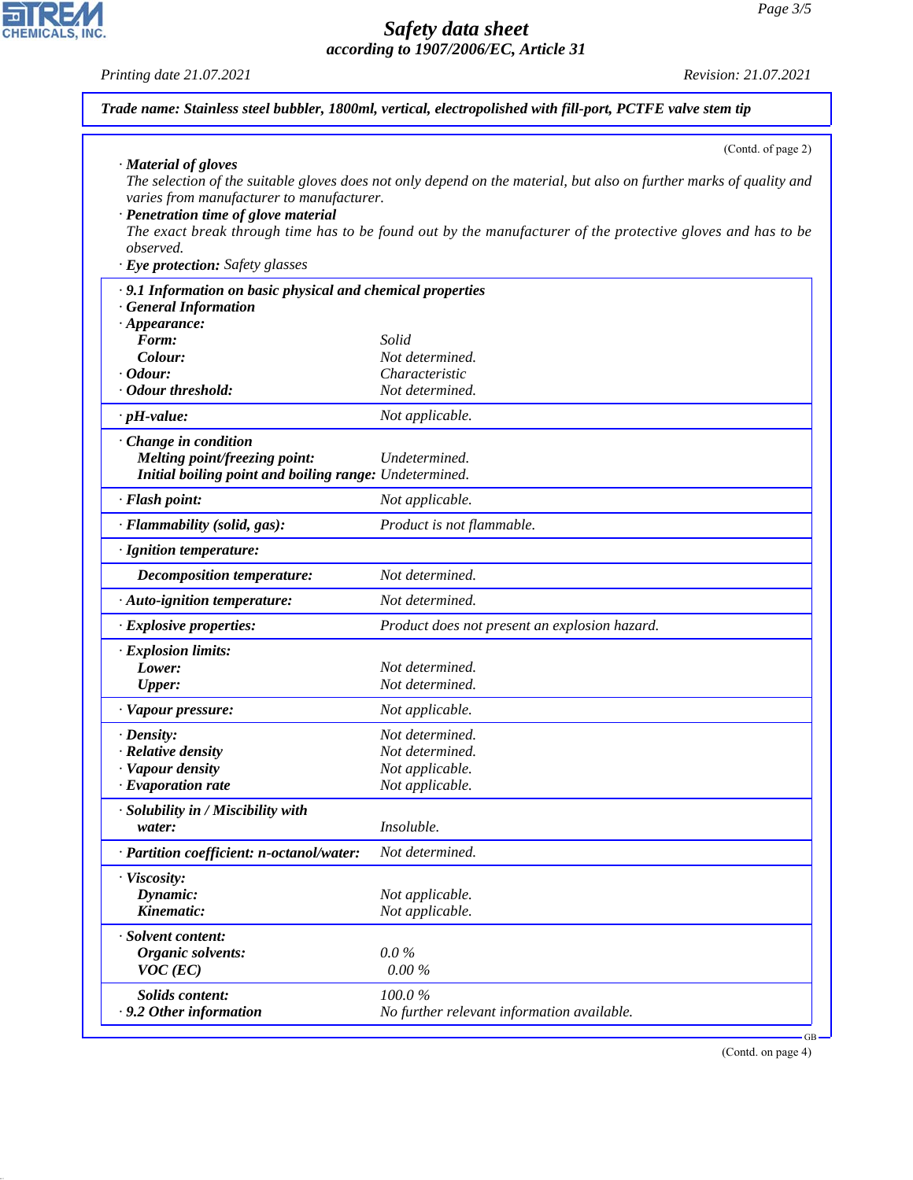**Trade name: Stainless steel bubbler, 1800ml, vertical, electropolished with fill-port, PCTFE valve stem tip**

(Contd. of page 2)

· **Material of gloves**
The selection of the suitable gloves does not only depend on the material, but also on further marks of quality and varies from manufacturer to manufacturer.
· **Penetration time of glove material**
The exact break through time has to be found out by the manufacturer of the protective gloves and has to be observed.
· **Eye protection:** Safety glasses

| | |
|---|---|
| · **9.1 Information on basic physical and chemical properties** | |
| · **General Information** | |
| · **Appearance:** | |
| **Form:** | Solid |
| **Colour:** | Not determined. |
| · **Odour:** | Characteristic |
| · **Odour threshold:** | Not determined. |
| · **pH-value:** | Not applicable. |
| · **Change in condition** | |
| **Melting point/freezing point:** | Undetermined. |
| **Initial boiling point and boiling range:** | Undetermined. |
| · **Flash point:** | Not applicable. |
| · **Flammability (solid, gas):** | Product is not flammable. |
| · **Ignition temperature:** | |
| **Decomposition temperature:** | Not determined. |
| · **Auto-ignition temperature:** | Not determined. |
| · **Explosive properties:** | Product does not present an explosion hazard. |
| · **Explosion limits:** | |
| **Lower:** | Not determined. |
| **Upper:** | Not determined. |
| · **Vapour pressure:** | Not applicable. |
| · **Density:** | Not determined. |
| · **Relative density** | Not determined. |
| · **Vapour density** | Not applicable. |
| · **Evaporation rate** | Not applicable. |
| · **Solubility in / Miscibility with water:** | Insoluble. |
| · **Partition coefficient: n-octanol/water:** | Not determined. |
| · **Viscosity:** | |
| **Dynamic:** | Not applicable. |
| **Kinematic:** | Not applicable. |
| · **Solvent content:** | |
| **Organic solvents:** | 0.0 % |
| **VOC (EC)** | 0.00 % |
| **Solids content:** | 100.0 % |
| · **9.2 Other information** | No further relevant information available. |

(Contd. on page 4)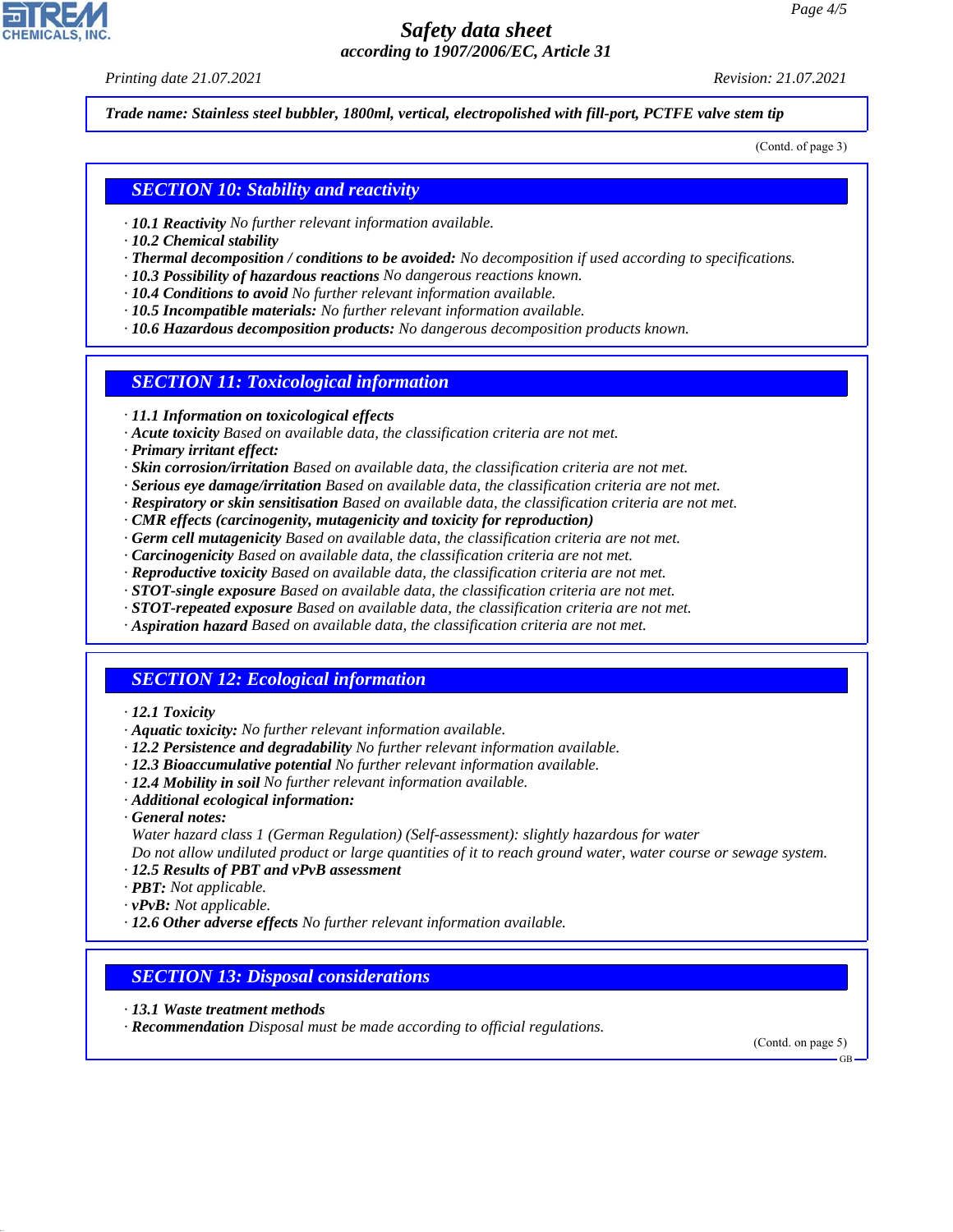*Trade name:* ***Stainless steel bubbler, 1800ml, vertical, electropolished with fill-port, PCTFE valve stem tip***

(Contd. of page 3)

## SECTION 10: Stability and reactivity

- **10.1 Reactivity** No further relevant information available.
- **10.2 Chemical stability**
- **Thermal decomposition / conditions to be avoided:** No decomposition if used according to specifications.
- **10.3 Possibility of hazardous reactions** No dangerous reactions known.
- **10.4 Conditions to avoid** No further relevant information available.
- **10.5 Incompatible materials:** No further relevant information available.
- **10.6 Hazardous decomposition products:** No dangerous decomposition products known.

## SECTION 11: Toxicological information

- **11.1 Information on toxicological effects**
- **Acute toxicity** Based on available data, the classification criteria are not met.
- **Primary irritant effect:**
- **Skin corrosion/irritation** Based on available data, the classification criteria are not met.
- **Serious eye damage/irritation** Based on available data, the classification criteria are not met.
- **Respiratory or skin sensitisation** Based on available data, the classification criteria are not met.
- **CMR effects (carcinogenity, mutagenicity and toxicity for reproduction)**
- **Germ cell mutagenicity** Based on available data, the classification criteria are not met.
- **Carcinogenicity** Based on available data, the classification criteria are not met.
- **Reproductive toxicity** Based on available data, the classification criteria are not met.
- **STOT-single exposure** Based on available data, the classification criteria are not met.
- **STOT-repeated exposure** Based on available data, the classification criteria are not met.
- **Aspiration hazard** Based on available data, the classification criteria are not met.

## SECTION 12: Ecological information

- **12.1 Toxicity**
- **Aquatic toxicity:** No further relevant information available.
- **12.2 Persistence and degradability** No further relevant information available.
- **12.3 Bioaccumulative potential** No further relevant information available.
- **12.4 Mobility in soil** No further relevant information available.
- **Additional ecological information:**
- **General notes:**
  Water hazard class 1 (German Regulation) (Self-assessment): slightly hazardous for water
  Do not allow undiluted product or large quantities of it to reach ground water, water course or sewage system.
- **12.5 Results of PBT and vPvB assessment**
- **PBT:** Not applicable.
- **vPvB:** Not applicable.
- **12.6 Other adverse effects** No further relevant information available.

## SECTION 13: Disposal considerations

- **13.1 Waste treatment methods**
- **Recommendation** Disposal must be made according to official regulations.

(Contd. on page 5)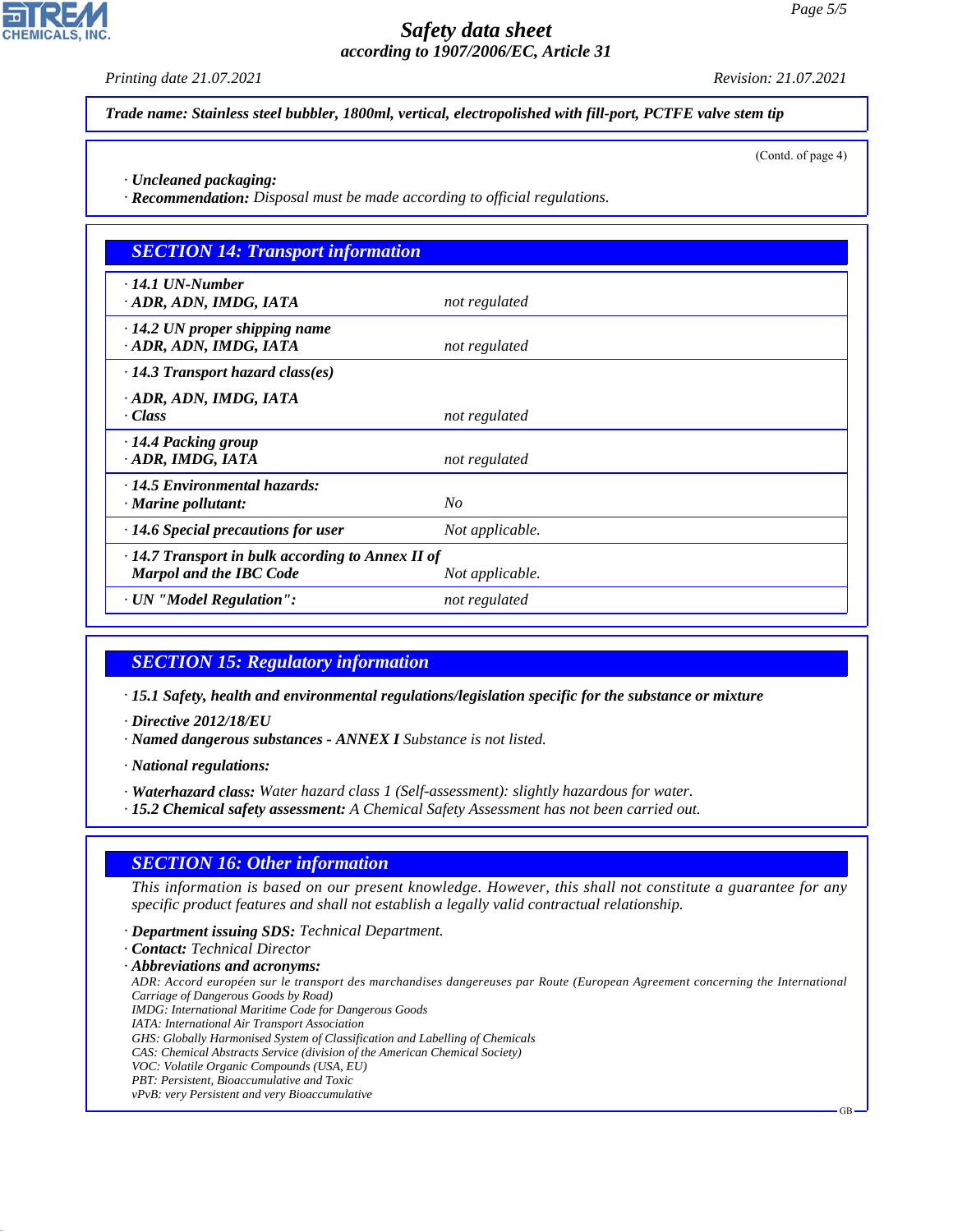*Trade name: Stainless steel bubbler, 1800ml, vertical, electropolished with fill-port, PCTFE valve stem tip*

(Contd. of page 4)

· **Uncleaned packaging:**
· **Recommendation:** Disposal must be made according to official regulations.

## SECTION 14: Transport information

| | |
|---|---|
| · **14.1 UN-Number**<br>· **ADR, ADN, IMDG, IATA** | not regulated |
| · **14.2 UN proper shipping name**<br>· **ADR, ADN, IMDG, IATA** | not regulated |
| · **14.3 Transport hazard class(es)**<br>· **ADR, ADN, IMDG, IATA**<br>· **Class** | not regulated |
| · **14.4 Packing group**<br>· **ADR, IMDG, IATA** | not regulated |
| · **14.5 Environmental hazards:**<br>· **Marine pollutant:** | No |
| · **14.6 Special precautions for user** | Not applicable. |
| · **14.7 Transport in bulk according to Annex II of Marpol and the IBC Code** | Not applicable. |
| · **UN "Model Regulation":** | not regulated |

## SECTION 15: Regulatory information

· **15.1 Safety, health and environmental regulations/legislation specific for the substance or mixture**

· **Directive 2012/18/EU**
· **Named dangerous substances - ANNEX I** Substance is not listed.

· **National regulations:**

· **Waterhazard class:** Water hazard class 1 (Self-assessment): slightly hazardous for water.
· **15.2 Chemical safety assessment:** A Chemical Safety Assessment has not been carried out.

## SECTION 16: Other information

This information is based on our present knowledge. However, this shall not constitute a guarantee for any specific product features and shall not establish a legally valid contractual relationship.

· **Department issuing SDS:** Technical Department.
· **Contact:** Technical Director
· **Abbreviations and acronyms:**
ADR: Accord européen sur le transport des marchandises dangereuses par Route (European Agreement concerning the International Carriage of Dangerous Goods by Road)
IMDG: International Maritime Code for Dangerous Goods
IATA: International Air Transport Association
GHS: Globally Harmonised System of Classification and Labelling of Chemicals
CAS: Chemical Abstracts Service (division of the American Chemical Society)
VOC: Volatile Organic Compounds (USA, EU)
PBT: Persistent, Bioaccumulative and Toxic
vPvB: very Persistent and very Bioaccumulative